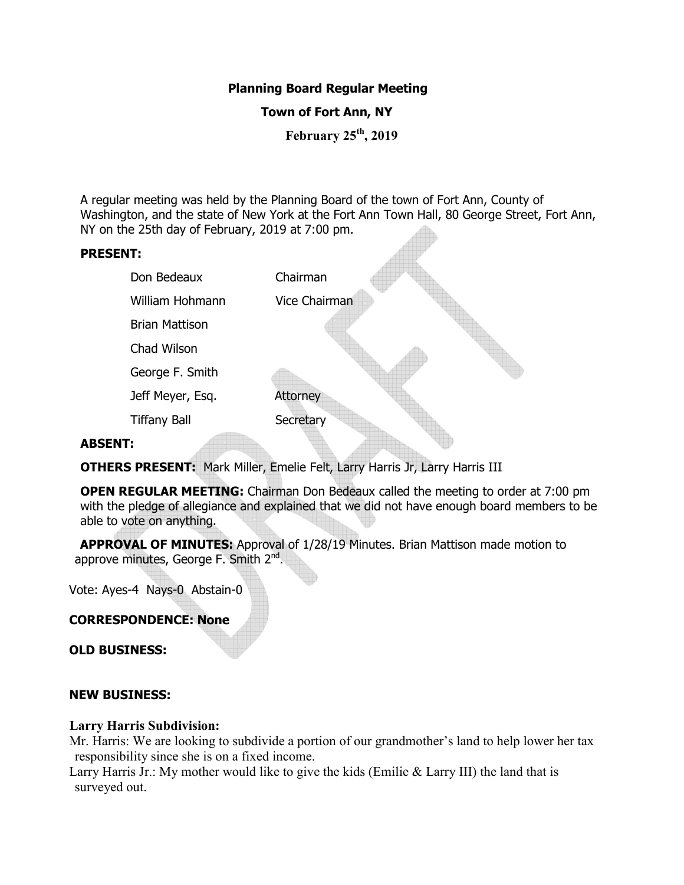# Planning Board Regular Meeting

## Town of Fort Ann, NY

### February 25th, 2019

A regular meeting was held by the Planning Board of the town of Fort Ann, County of Washington, and the state of New York at the Fort Ann Town Hall, 80 George Street, Fort Ann, NY on the 25th day of February, 2019 at 7:00 pm.

**PRESENT:**

| | |
|---|---|
| Don Bedeaux | Chairman |
| William Hohmann | Vice Chairman |
| Brian Mattison | |
| Chad Wilson | |
| George F. Smith | |
| Jeff Meyer, Esq. | Attorney |
| Tiffany Ball | Secretary |

**ABSENT:**

**OTHERS PRESENT:** Mark Miller, Emelie Felt, Larry Harris Jr, Larry Harris III

**OPEN REGULAR MEETING:** Chairman Don Bedeaux called the meeting to order at 7:00 pm with the pledge of allegiance and explained that we did not have enough board members to be able to vote on anything.

**APPROVAL OF MINUTES:** Approval of 1/28/19 Minutes. Brian Mattison made motion to approve minutes, George F. Smith 2nd.

Vote: Ayes-4 Nays-0 Abstain-0

**CORRESPONDENCE: None**

**OLD BUSINESS:**

**NEW BUSINESS:**

**Larry Harris Subdivision:**

Mr. Harris: We are looking to subdivide a portion of our grandmother's land to help lower her tax responsibility since she is on a fixed income.

Larry Harris Jr.: My mother would like to give the kids (Emilie & Larry III) the land that is surveyed out.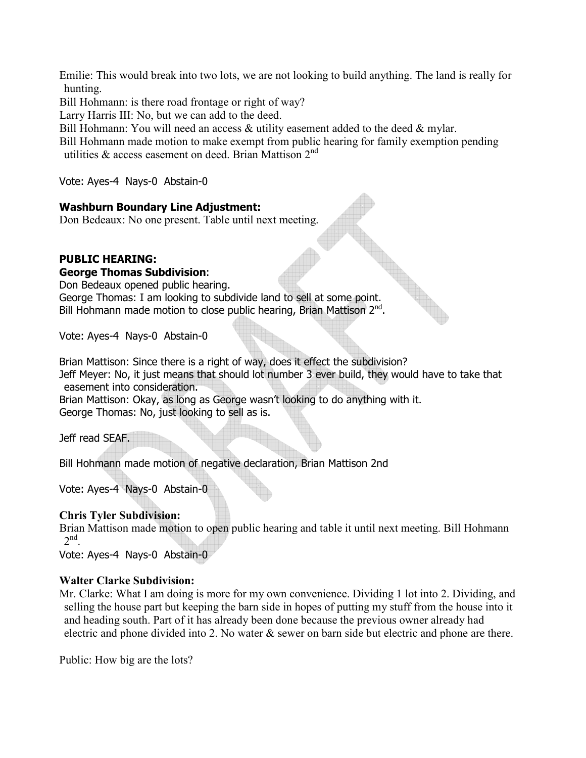Emilie: This would break into two lots, we are not looking to build anything. The land is really for hunting.

Bill Hohmann: is there road frontage or right of way?

Larry Harris III: No, but we can add to the deed.

Bill Hohmann: You will need an access & utility easement added to the deed & mylar.

Bill Hohmann made motion to make exempt from public hearing for family exemption pending utilities & access easement on deed. Brian Mattison 2nd

Vote: Ayes-4 Nays-0 Abstain-0

**Washburn Boundary Line Adjustment:**

Don Bedeaux: No one present. Table until next meeting.

**PUBLIC HEARING:**

**George Thomas Subdivision**:

Don Bedeaux opened public hearing.

George Thomas: I am looking to subdivide land to sell at some point.

Bill Hohmann made motion to close public hearing, Brian Mattison 2nd.

Vote: Ayes-4 Nays-0 Abstain-0

Brian Mattison: Since there is a right of way, does it effect the subdivision?

Jeff Meyer: No, it just means that should lot number 3 ever build, they would have to take that easement into consideration.

Brian Mattison: Okay, as long as George wasn't looking to do anything with it.

George Thomas: No, just looking to sell as is.

Jeff read SEAF.

Bill Hohmann made motion of negative declaration, Brian Mattison 2nd

Vote: Ayes-4 Nays-0 Abstain-0

**Chris Tyler Subdivision:**

Brian Mattison made motion to open public hearing and table it until next meeting. Bill Hohmann 2nd.

Vote: Ayes-4 Nays-0 Abstain-0

**Walter Clarke Subdivision:**

Mr. Clarke: What I am doing is more for my own convenience. Dividing 1 lot into 2. Dividing, and selling the house part but keeping the barn side in hopes of putting my stuff from the house into it and heading south. Part of it has already been done because the previous owner already had electric and phone divided into 2. No water & sewer on barn side but electric and phone are there.

Public: How big are the lots?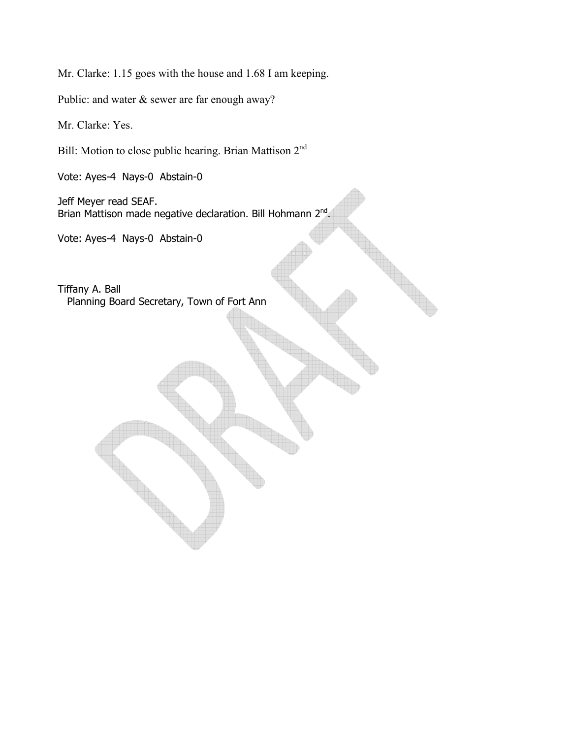Mr. Clarke: 1.15 goes with the house and 1.68 I am keeping.

Public: and water & sewer are far enough away?

Mr. Clarke: Yes.

Bill: Motion to close public hearing. Brian Mattison 2nd

Vote: Ayes-4 Nays-0 Abstain-0

Jeff Meyer read SEAF.
Brian Mattison made negative declaration. Bill Hohmann 2nd.

Vote: Ayes-4 Nays-0 Abstain-0

Tiffany A. Ball
Planning Board Secretary, Town of Fort Ann